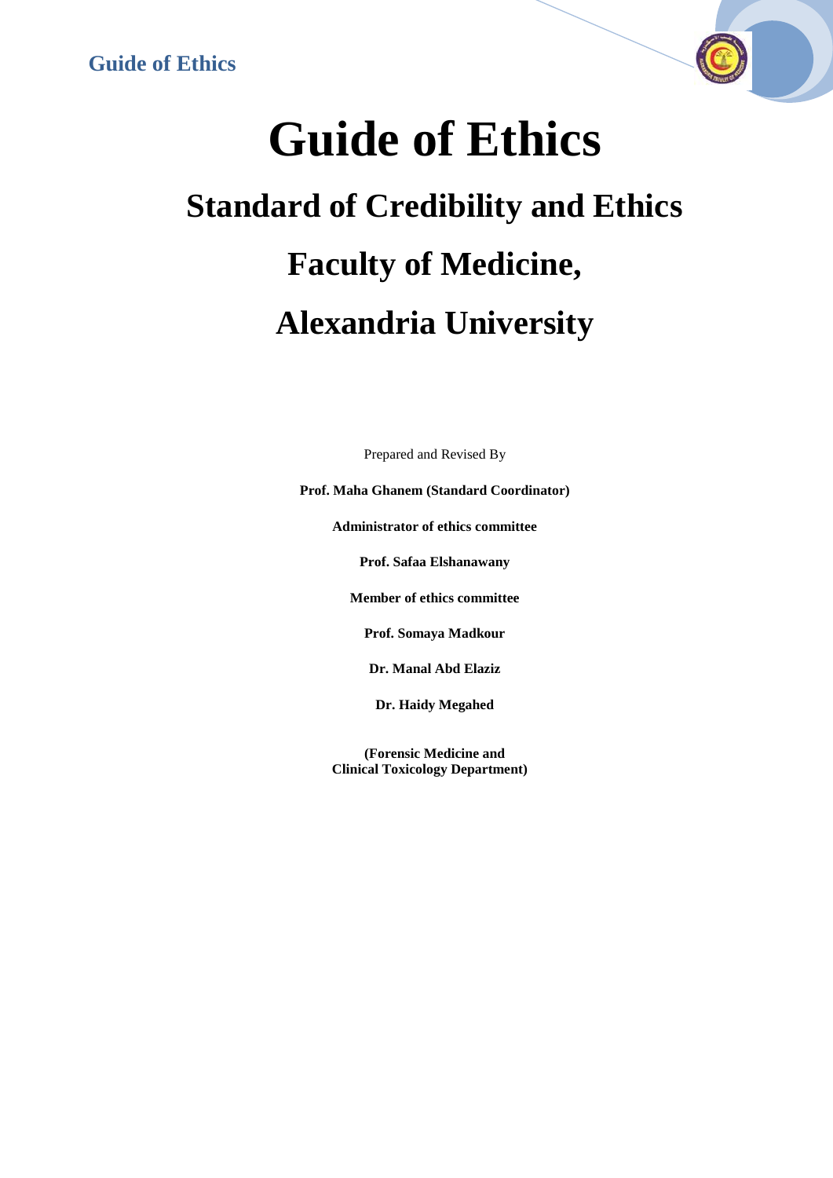# Guide of Ethics

## Standard of Credibility and Ethics

## Faculty of Medicine,

## Alexandria University

Prepared and Revised By

**Prof. Maha Ghanem (Standard Coordinator)**

**Administrator of ethics committee**

**Prof. Safaa Elshanawany**

**Member of ethics committee**

**Prof. Somaya Madkour**

**Dr. Manal Abd Elaziz**

**Dr. Haidy Megahed**

**(Forensic Medicine and Clinical Toxicology Department)**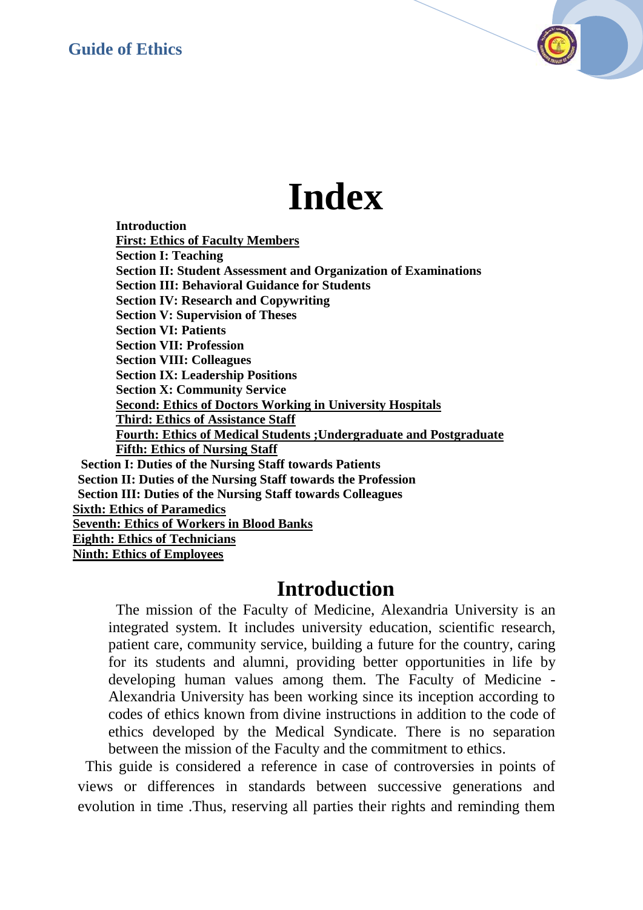# Index

**Introduction**
**First: Ethics of Faculty Members**
**Section I: Teaching**
**Section II: Student Assessment and Organization of Examinations**
**Section III: Behavioral Guidance for Students**
**Section IV: Research and Copywriting**
**Section V: Supervision of Theses**
**Section VI: Patients**
**Section VII: Profession**
**Section VIII: Colleagues**
**Section IX: Leadership Positions**
**Section X: Community Service**
**Second: Ethics of Doctors Working in University Hospitals**
**Third: Ethics of Assistance Staff**
**Fourth: Ethics of Medical Students ;Undergraduate and Postgraduate**
**Fifth: Ethics of Nursing Staff**
**Section I: Duties of the Nursing Staff towards Patients**
**Section II: Duties of the Nursing Staff towards the Profession**
**Section III: Duties of the Nursing Staff towards Colleagues**
**Sixth: Ethics of Paramedics**
**Seventh: Ethics of Workers in Blood Banks**
**Eighth: Ethics of Technicians**
**Ninth: Ethics of Employees**

## Introduction

The mission of the Faculty of Medicine, Alexandria University is an integrated system. It includes university education, scientific research, patient care, community service, building a future for the country, caring for its students and alumni, providing better opportunities in life by developing human values among them. The Faculty of Medicine - Alexandria University has been working since its inception according to codes of ethics known from divine instructions in addition to the code of ethics developed by the Medical Syndicate. There is no separation between the mission of the Faculty and the commitment to ethics.

This guide is considered a reference in case of controversies in points of views or differences in standards between successive generations and evolution in time .Thus, reserving all parties their rights and reminding them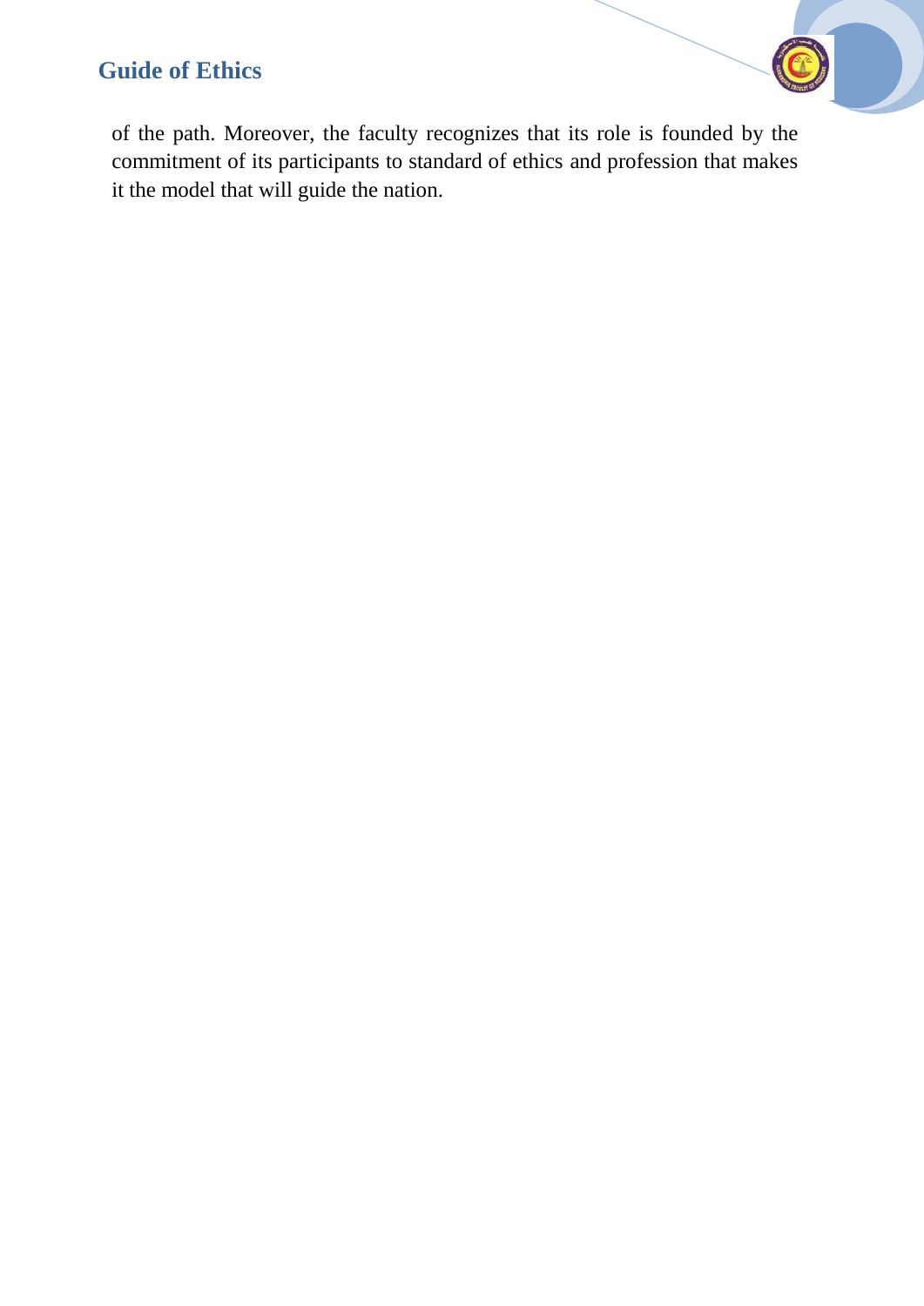of the path. Moreover, the faculty recognizes that its role is founded by the commitment of its participants to standard of ethics and profession that makes it the model that will guide the nation.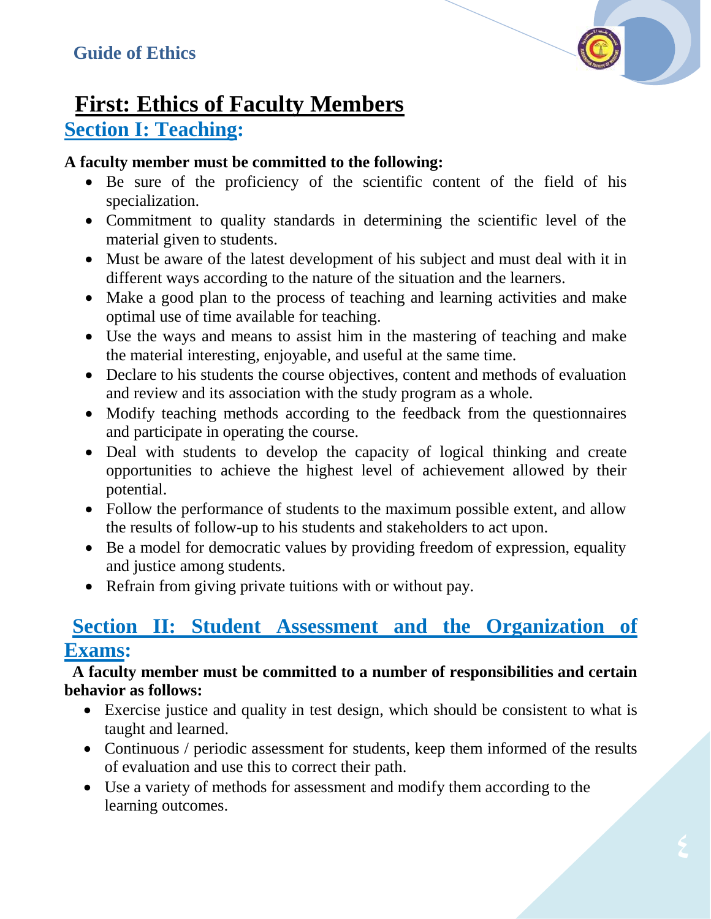# First: Ethics of Faculty Members

## Section I: Teaching:

**A faculty member must be committed to the following:**

- Be sure of the proficiency of the scientific content of the field of his specialization.
- Commitment to quality standards in determining the scientific level of the material given to students.
- Must be aware of the latest development of his subject and must deal with it in different ways according to the nature of the situation and the learners.
- Make a good plan to the process of teaching and learning activities and make optimal use of time available for teaching.
- Use the ways and means to assist him in the mastering of teaching and make the material interesting, enjoyable, and useful at the same time.
- Declare to his students the course objectives, content and methods of evaluation and review and its association with the study program as a whole.
- Modify teaching methods according to the feedback from the questionnaires and participate in operating the course.
- Deal with students to develop the capacity of logical thinking and create opportunities to achieve the highest level of achievement allowed by their potential.
- Follow the performance of students to the maximum possible extent, and allow the results of follow-up to his students and stakeholders to act upon.
- Be a model for democratic values by providing freedom of expression, equality and justice among students.
- Refrain from giving private tuitions with or without pay.

## Section II: Student Assessment and the Organization of Exams:

**A faculty member must be committed to a number of responsibilities and certain behavior as follows:**

- Exercise justice and quality in test design, which should be consistent to what is taught and learned.
- Continuous / periodic assessment for students, keep them informed of the results of evaluation and use this to correct their path.
- Use a variety of methods for assessment and modify them according to the learning outcomes.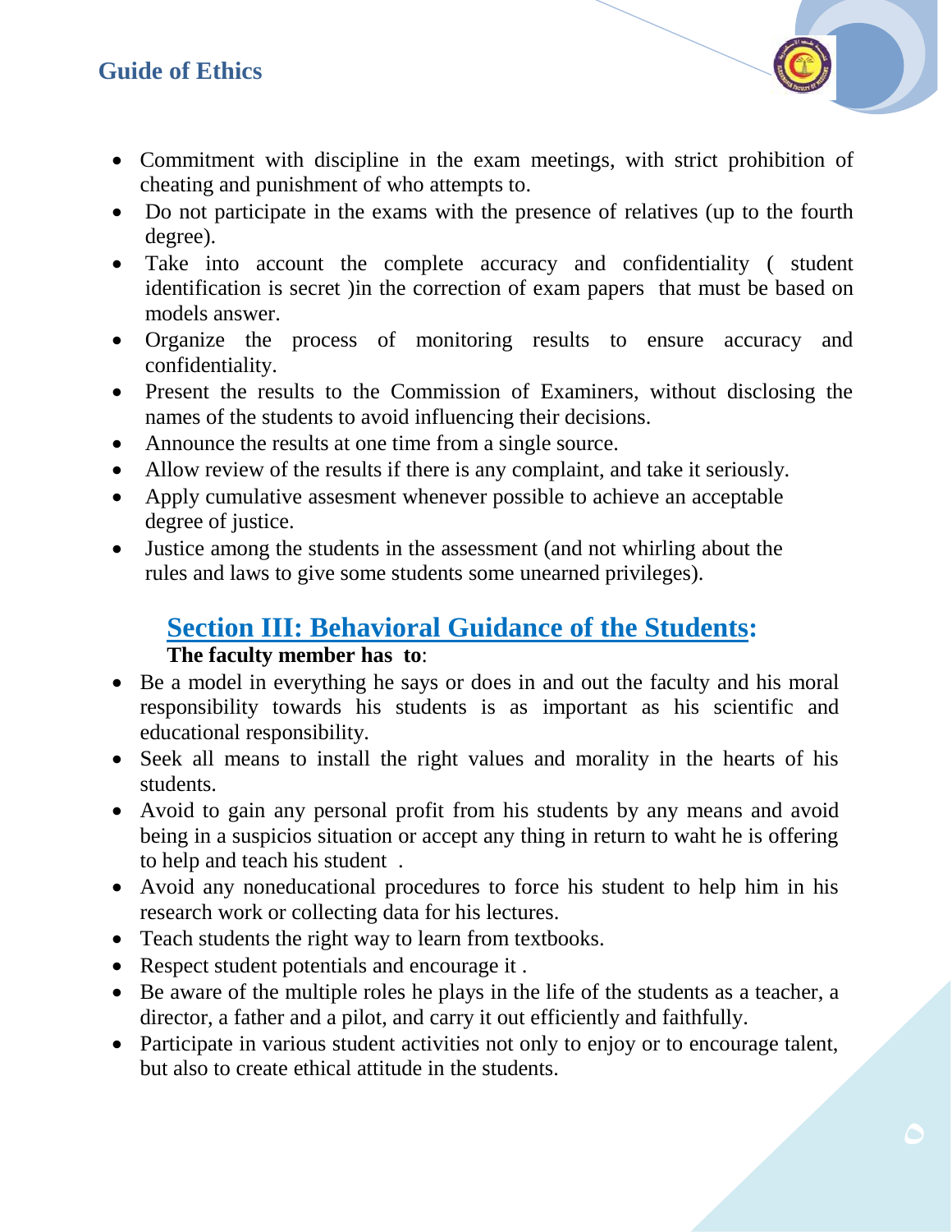- Commitment with discipline in the exam meetings, with strict prohibition of cheating and punishment of who attempts to.
- Do not participate in the exams with the presence of relatives (up to the fourth degree).
- Take into account the complete accuracy and confidentiality ( student identification is secret )in the correction of exam papers that must be based on models answer.
- Organize the process of monitoring results to ensure accuracy and confidentiality.
- Present the results to the Commission of Examiners, without disclosing the names of the students to avoid influencing their decisions.
- Announce the results at one time from a single source.
- Allow review of the results if there is any complaint, and take it seriously.
- Apply cumulative assesment whenever possible to achieve an acceptable degree of justice.
- Justice among the students in the assessment (and not whirling about the rules and laws to give some students some unearned privileges).

## Section III: Behavioral Guidance of the Students:

**The faculty member has to**:

- Be a model in everything he says or does in and out the faculty and his moral responsibility towards his students is as important as his scientific and educational responsibility.
- Seek all means to install the right values and morality in the hearts of his students.
- Avoid to gain any personal profit from his students by any means and avoid being in a suspicios situation or accept any thing in return to waht he is offering to help and teach his student .
- Avoid any noneducational procedures to force his student to help him in his research work or collecting data for his lectures.
- Teach students the right way to learn from textbooks.
- Respect student potentials and encourage it .
- Be aware of the multiple roles he plays in the life of the students as a teacher, a director, a father and a pilot, and carry it out efficiently and faithfully.
- Participate in various student activities not only to enjoy or to encourage talent, but also to create ethical attitude in the students.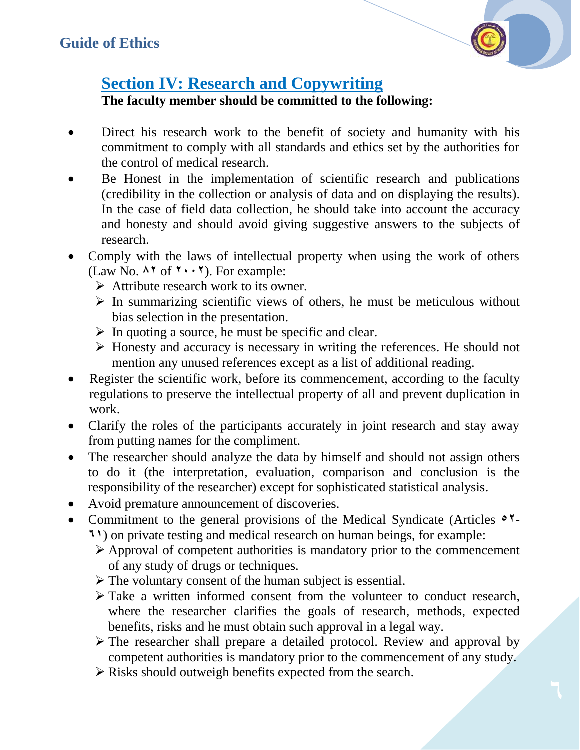## Section IV: Research and Copywriting

**The faculty member should be committed to the following:**

- Direct his research work to the benefit of society and humanity with his commitment to comply with all standards and ethics set by the authorities for the control of medical research.
- Be Honest in the implementation of scientific research and publications (credibility in the collection or analysis of data and on displaying the results). In the case of field data collection, he should take into account the accuracy and honesty and should avoid giving suggestive answers to the subjects of research.
- Comply with the laws of intellectual property when using the work of others (Law No. ٨٢ of ٢٠٠٢). For example:
  - Attribute research work to its owner.
  - In summarizing scientific views of others, he must be meticulous without bias selection in the presentation.
  - In quoting a source, he must be specific and clear.
  - Honesty and accuracy is necessary in writing the references. He should not mention any unused references except as a list of additional reading.
- Register the scientific work, before its commencement, according to the faculty regulations to preserve the intellectual property of all and prevent duplication in work.
- Clarify the roles of the participants accurately in joint research and stay away from putting names for the compliment.
- The researcher should analyze the data by himself and should not assign others to do it (the interpretation, evaluation, comparison and conclusion is the responsibility of the researcher) except for sophisticated statistical analysis.
- Avoid premature announcement of discoveries.
- Commitment to the general provisions of the Medical Syndicate (Articles ٥٢-٦١) on private testing and medical research on human beings, for example:
  - Approval of competent authorities is mandatory prior to the commencement of any study of drugs or techniques.
  - The voluntary consent of the human subject is essential.
  - Take a written informed consent from the volunteer to conduct research, where the researcher clarifies the goals of research, methods, expected benefits, risks and he must obtain such approval in a legal way.
  - The researcher shall prepare a detailed protocol. Review and approval by competent authorities is mandatory prior to the commencement of any study.
  - Risks should outweigh benefits expected from the search.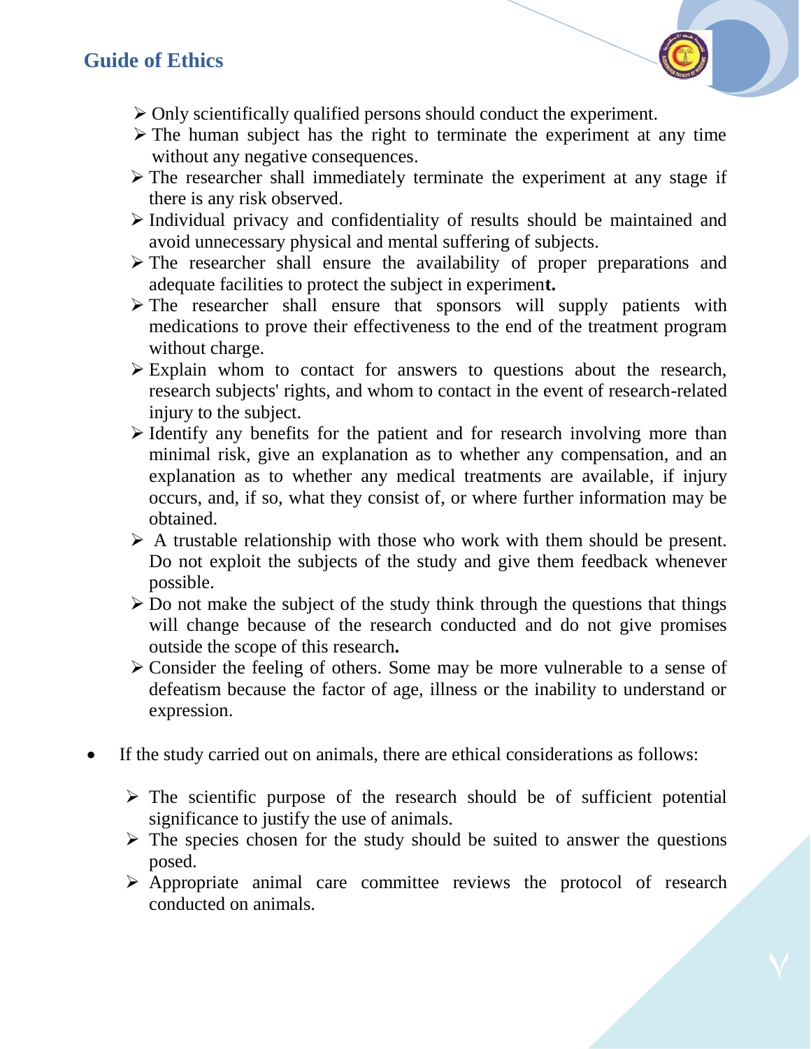- Only scientifically qualified persons should conduct the experiment.
- The human subject has the right to terminate the experiment at any time without any negative consequences.
- The researcher shall immediately terminate the experiment at any stage if there is any risk observed.
- Individual privacy and confidentiality of results should be maintained and avoid unnecessary physical and mental suffering of subjects.
- The researcher shall ensure the availability of proper preparations and adequate facilities to protect the subject in experiment.
- The researcher shall ensure that sponsors will supply patients with medications to prove their effectiveness to the end of the treatment program without charge.
- Explain whom to contact for answers to questions about the research, research subjects' rights, and whom to contact in the event of research-related injury to the subject.
- Identify any benefits for the patient and for research involving more than minimal risk, give an explanation as to whether any compensation, and an explanation as to whether any medical treatments are available, if injury occurs, and, if so, what they consist of, or where further information may be obtained.
- A trustable relationship with those who work with them should be present. Do not exploit the subjects of the study and give them feedback whenever possible.
- Do not make the subject of the study think through the questions that things will change because of the research conducted and do not give promises outside the scope of this research.
- Consider the feeling of others. Some may be more vulnerable to a sense of defeatism because the factor of age, illness or the inability to understand or expression.

- If the study carried out on animals, there are ethical considerations as follows:
  - The scientific purpose of the research should be of sufficient potential significance to justify the use of animals.
  - The species chosen for the study should be suited to answer the questions posed.
  - Appropriate animal care committee reviews the protocol of research conducted on animals.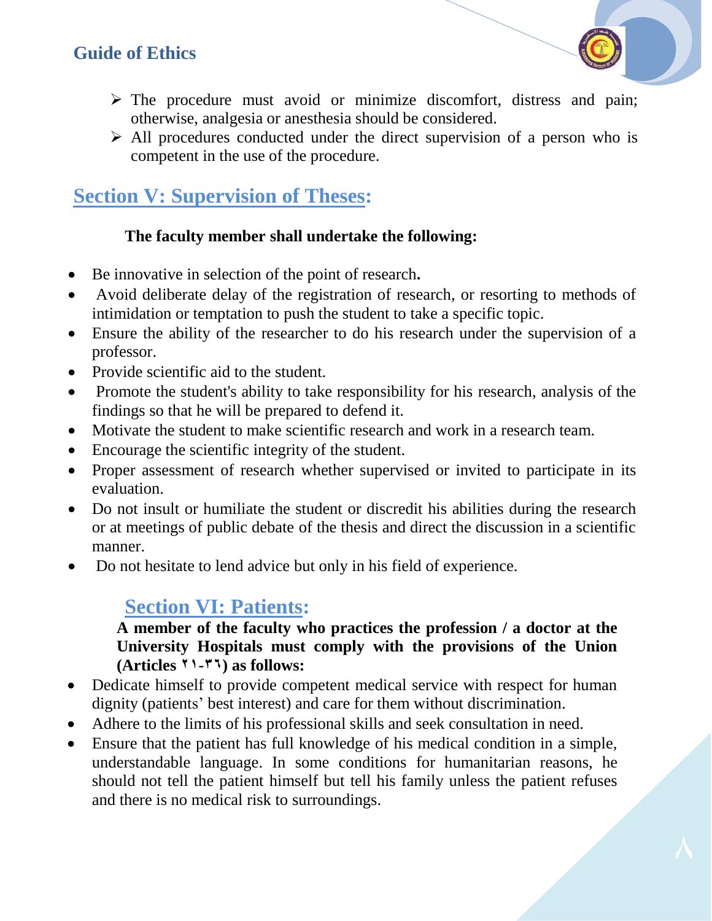- The procedure must avoid or minimize discomfort, distress and pain; otherwise, analgesia or anesthesia should be considered.
- All procedures conducted under the direct supervision of a person who is competent in the use of the procedure.

## Section V: Supervision of Theses:

**The faculty member shall undertake the following:**

- Be innovative in selection of the point of research**.**
- Avoid deliberate delay of the registration of research, or resorting to methods of intimidation or temptation to push the student to take a specific topic.
- Ensure the ability of the researcher to do his research under the supervision of a professor.
- Provide scientific aid to the student.
- Promote the student's ability to take responsibility for his research, analysis of the findings so that he will be prepared to defend it.
- Motivate the student to make scientific research and work in a research team.
- Encourage the scientific integrity of the student.
- Proper assessment of research whether supervised or invited to participate in its evaluation.
- Do not insult or humiliate the student or discredit his abilities during the research or at meetings of public debate of the thesis and direct the discussion in a scientific manner.
- Do not hesitate to lend advice but only in his field of experience.

## Section VI: Patients:

**A member of the faculty who practices the profession / a doctor at the University Hospitals must comply with the provisions of the Union (Articles ٢١-٣٦) as follows:**

- Dedicate himself to provide competent medical service with respect for human dignity (patients' best interest) and care for them without discrimination.
- Adhere to the limits of his professional skills and seek consultation in need.
- Ensure that the patient has full knowledge of his medical condition in a simple, understandable language. In some conditions for humanitarian reasons, he should not tell the patient himself but tell his family unless the patient refuses and there is no medical risk to surroundings.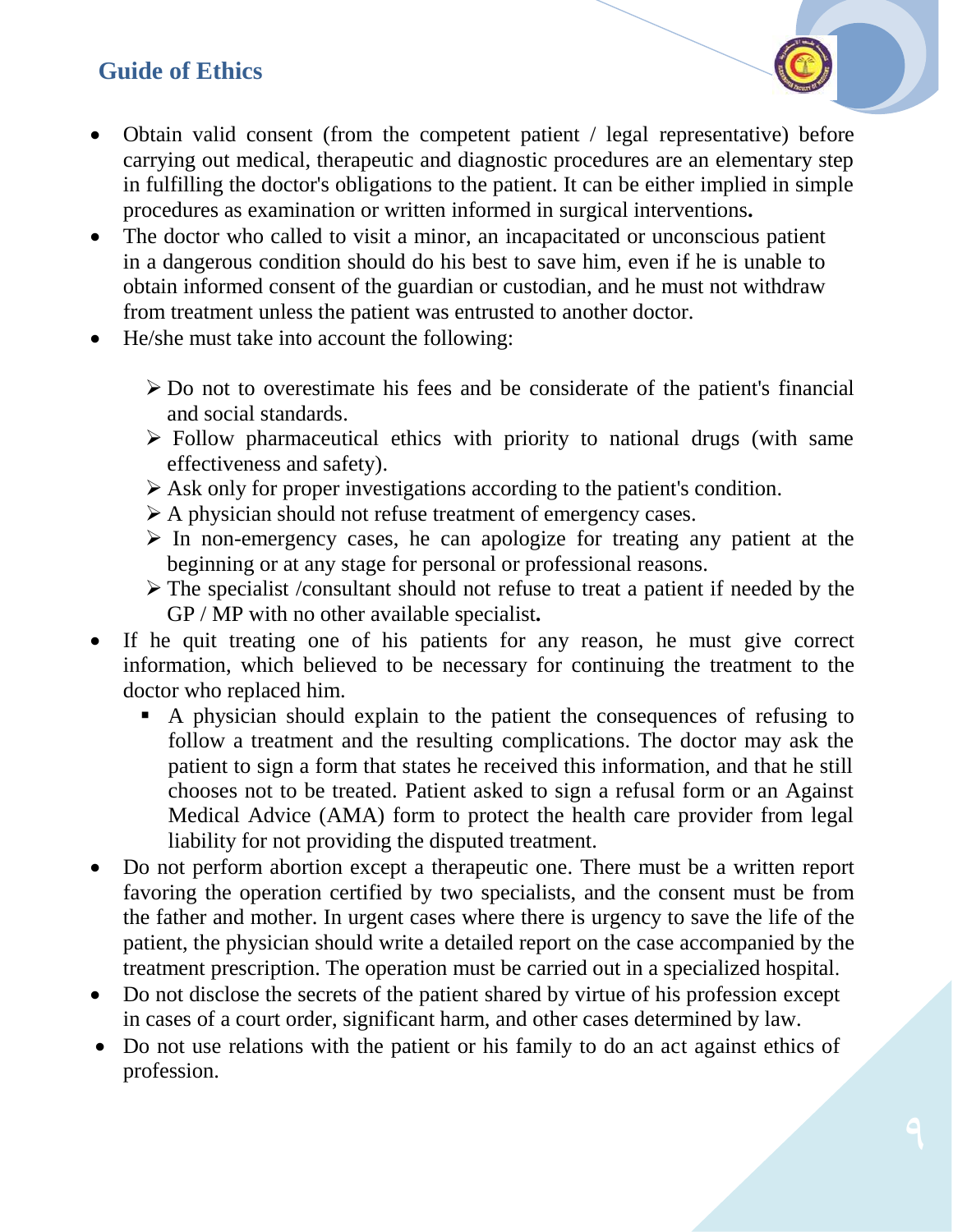- Obtain valid consent (from the competent patient / legal representative) before carrying out medical, therapeutic and diagnostic procedures are an elementary step in fulfilling the doctor's obligations to the patient. It can be either implied in simple procedures as examination or written informed in surgical interventions**.**
- The doctor who called to visit a minor, an incapacitated or unconscious patient in a dangerous condition should do his best to save him, even if he is unable to obtain informed consent of the guardian or custodian, and he must not withdraw from treatment unless the patient was entrusted to another doctor.
- He/she must take into account the following:
  - Do not to overestimate his fees and be considerate of the patient's financial and social standards.
  - Follow pharmaceutical ethics with priority to national drugs (with same effectiveness and safety).
  - Ask only for proper investigations according to the patient's condition.
  - A physician should not refuse treatment of emergency cases.
  - In non-emergency cases, he can apologize for treating any patient at the beginning or at any stage for personal or professional reasons.
  - The specialist /consultant should not refuse to treat a patient if needed by the GP / MP with no other available specialist**.**
- If he quit treating one of his patients for any reason, he must give correct information, which believed to be necessary for continuing the treatment to the doctor who replaced him.
  - A physician should explain to the patient the consequences of refusing to follow a treatment and the resulting complications. The doctor may ask the patient to sign a form that states he received this information, and that he still chooses not to be treated. Patient asked to sign a refusal form or an Against Medical Advice (AMA) form to protect the health care provider from legal liability for not providing the disputed treatment.
- Do not perform abortion except a therapeutic one. There must be a written report favoring the operation certified by two specialists, and the consent must be from the father and mother. In urgent cases where there is urgency to save the life of the patient, the physician should write a detailed report on the case accompanied by the treatment prescription. The operation must be carried out in a specialized hospital.
- Do not disclose the secrets of the patient shared by virtue of his profession except in cases of a court order, significant harm, and other cases determined by law.
- Do not use relations with the patient or his family to do an act against ethics of profession.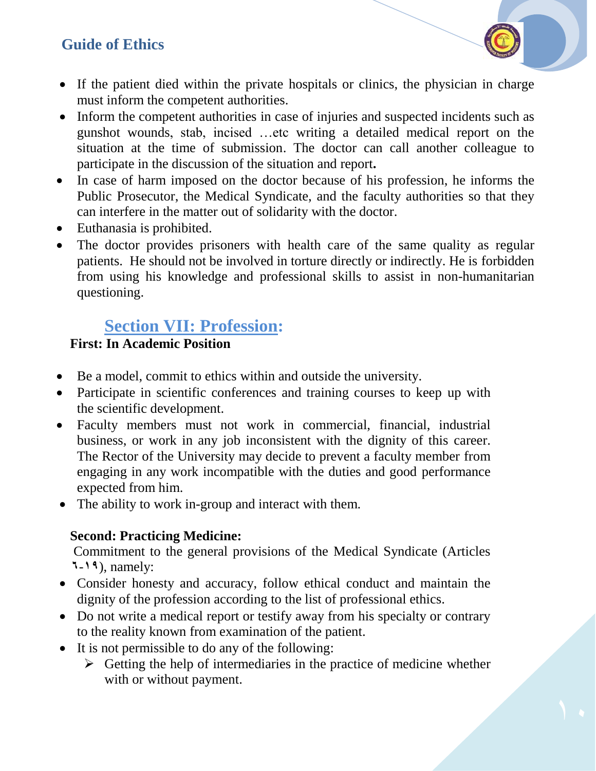- If the patient died within the private hospitals or clinics, the physician in charge must inform the competent authorities.
- Inform the competent authorities in case of injuries and suspected incidents such as gunshot wounds, stab, incised …etc writing a detailed medical report on the situation at the time of submission. The doctor can call another colleague to participate in the discussion of the situation and report**.**
- In case of harm imposed on the doctor because of his profession, he informs the Public Prosecutor, the Medical Syndicate, and the faculty authorities so that they can interfere in the matter out of solidarity with the doctor.
- Euthanasia is prohibited.
- The doctor provides prisoners with health care of the same quality as regular patients. He should not be involved in torture directly or indirectly. He is forbidden from using his knowledge and professional skills to assist in non-humanitarian questioning.

## Section VII: Profession:

### First: In Academic Position

- Be a model, commit to ethics within and outside the university.
- Participate in scientific conferences and training courses to keep up with the scientific development.
- Faculty members must not work in commercial, financial, industrial business, or work in any job inconsistent with the dignity of this career. The Rector of the University may decide to prevent a faculty member from engaging in any work incompatible with the duties and good performance expected from him.
- The ability to work in-group and interact with them.

### Second: Practicing Medicine:

Commitment to the general provisions of the Medical Syndicate (Articles ٦-١٩), namely:

- Consider honesty and accuracy, follow ethical conduct and maintain the dignity of the profession according to the list of professional ethics.
- Do not write a medical report or testify away from his specialty or contrary to the reality known from examination of the patient.
- It is not permissible to do any of the following:
  - Getting the help of intermediaries in the practice of medicine whether with or without payment.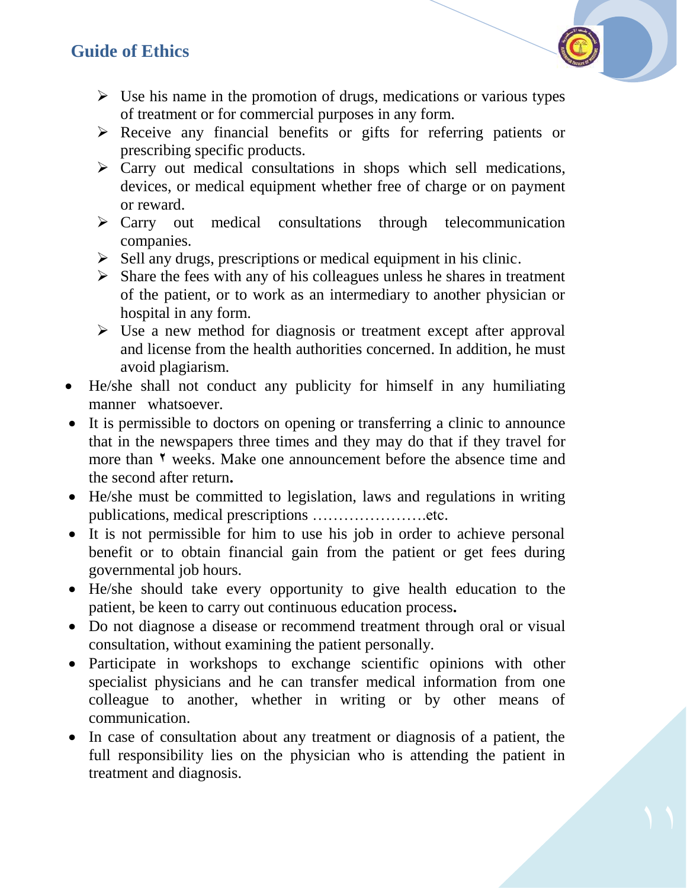- Use his name in the promotion of drugs, medications or various types of treatment or for commercial purposes in any form.
- Receive any financial benefits or gifts for referring patients or prescribing specific products.
- Carry out medical consultations in shops which sell medications, devices, or medical equipment whether free of charge or on payment or reward.
- Carry out medical consultations through telecommunication companies.
- Sell any drugs, prescriptions or medical equipment in his clinic.
- Share the fees with any of his colleagues unless he shares in treatment of the patient, or to work as an intermediary to another physician or hospital in any form.
- Use a new method for diagnosis or treatment except after approval and license from the health authorities concerned. In addition, he must avoid plagiarism.

* He/she shall not conduct any publicity for himself in any humiliating manner whatsoever.
* It is permissible to doctors on opening or transferring a clinic to announce that in the newspapers three times and they may do that if they travel for more than ٢ weeks. Make one announcement before the absence time and the second after return**.**
* He/she must be committed to legislation, laws and regulations in writing publications, medical prescriptions ………………….etc.
* It is not permissible for him to use his job in order to achieve personal benefit or to obtain financial gain from the patient or get fees during governmental job hours.
* He/she should take every opportunity to give health education to the patient, be keen to carry out continuous education process**.**
* Do not diagnose a disease or recommend treatment through oral or visual consultation, without examining the patient personally.
* Participate in workshops to exchange scientific opinions with other specialist physicians and he can transfer medical information from one colleague to another, whether in writing or by other means of communication.
* In case of consultation about any treatment or diagnosis of a patient, the full responsibility lies on the physician who is attending the patient in treatment and diagnosis.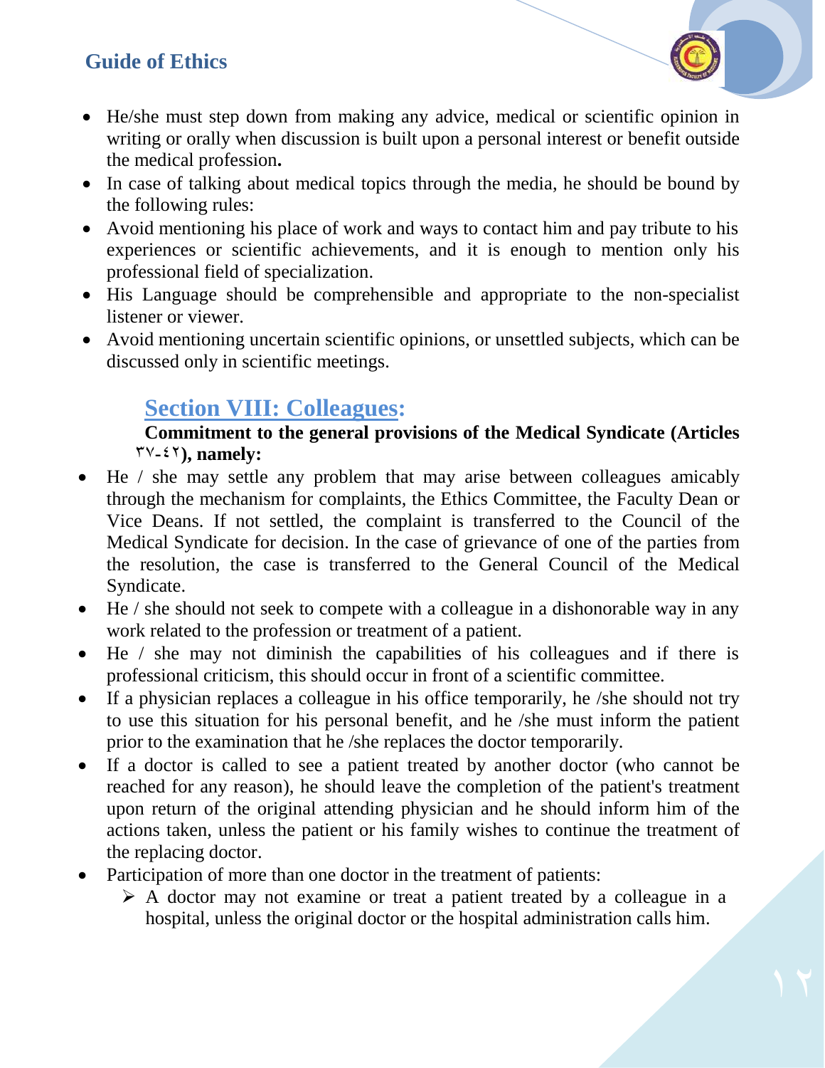- He/she must step down from making any advice, medical or scientific opinion in writing or orally when discussion is built upon a personal interest or benefit outside the medical profession**.**
- In case of talking about medical topics through the media, he should be bound by the following rules:
- Avoid mentioning his place of work and ways to contact him and pay tribute to his experiences or scientific achievements, and it is enough to mention only his professional field of specialization.
- His Language should be comprehensible and appropriate to the non-specialist listener or viewer.
- Avoid mentioning uncertain scientific opinions, or unsettled subjects, which can be discussed only in scientific meetings.

## Section VIII: Colleagues:

**Commitment to the general provisions of the Medical Syndicate (Articles ٣٧-٤٢), namely:**

- He / she may settle any problem that may arise between colleagues amicably through the mechanism for complaints, the Ethics Committee, the Faculty Dean or Vice Deans. If not settled, the complaint is transferred to the Council of the Medical Syndicate for decision. In the case of grievance of one of the parties from the resolution, the case is transferred to the General Council of the Medical Syndicate.
- He / she should not seek to compete with a colleague in a dishonorable way in any work related to the profession or treatment of a patient.
- He / she may not diminish the capabilities of his colleagues and if there is professional criticism, this should occur in front of a scientific committee.
- If a physician replaces a colleague in his office temporarily, he /she should not try to use this situation for his personal benefit, and he /she must inform the patient prior to the examination that he /she replaces the doctor temporarily.
- If a doctor is called to see a patient treated by another doctor (who cannot be reached for any reason), he should leave the completion of the patient's treatment upon return of the original attending physician and he should inform him of the actions taken, unless the patient or his family wishes to continue the treatment of the replacing doctor.
- Participation of more than one doctor in the treatment of patients:
  - A doctor may not examine or treat a patient treated by a colleague in a hospital, unless the original doctor or the hospital administration calls him.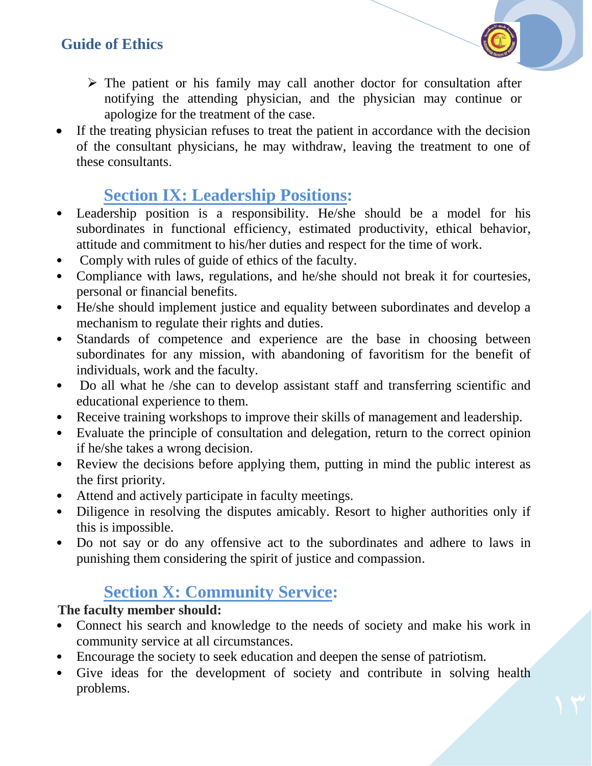- The patient or his family may call another doctor for consultation after notifying the attending physician, and the physician may continue or apologize for the treatment of the case.

- If the treating physician refuses to treat the patient in accordance with the decision of the consultant physicians, he may withdraw, leaving the treatment to one of these consultants.

## Section IX: Leadership Positions:

- Leadership position is a responsibility. He/she should be a model for his subordinates in functional efficiency, estimated productivity, ethical behavior, attitude and commitment to his/her duties and respect for the time of work.
- Comply with rules of guide of ethics of the faculty.
- Compliance with laws, regulations, and he/she should not break it for courtesies, personal or financial benefits.
- He/she should implement justice and equality between subordinates and develop a mechanism to regulate their rights and duties.
- Standards of competence and experience are the base in choosing between subordinates for any mission, with abandoning of favoritism for the benefit of individuals, work and the faculty.
- Do all what he /she can to develop assistant staff and transferring scientific and educational experience to them.
- Receive training workshops to improve their skills of management and leadership.
- Evaluate the principle of consultation and delegation, return to the correct opinion if he/she takes a wrong decision.
- Review the decisions before applying them, putting in mind the public interest as the first priority.
- Attend and actively participate in faculty meetings.
- Diligence in resolving the disputes amicably. Resort to higher authorities only if this is impossible.
- Do not say or do any offensive act to the subordinates and adhere to laws in punishing them considering the spirit of justice and compassion.

## Section X: Community Service:

**The faculty member should:**

- Connect his search and knowledge to the needs of society and make his work in community service at all circumstances.
- Encourage the society to seek education and deepen the sense of patriotism.
- Give ideas for the development of society and contribute in solving health problems.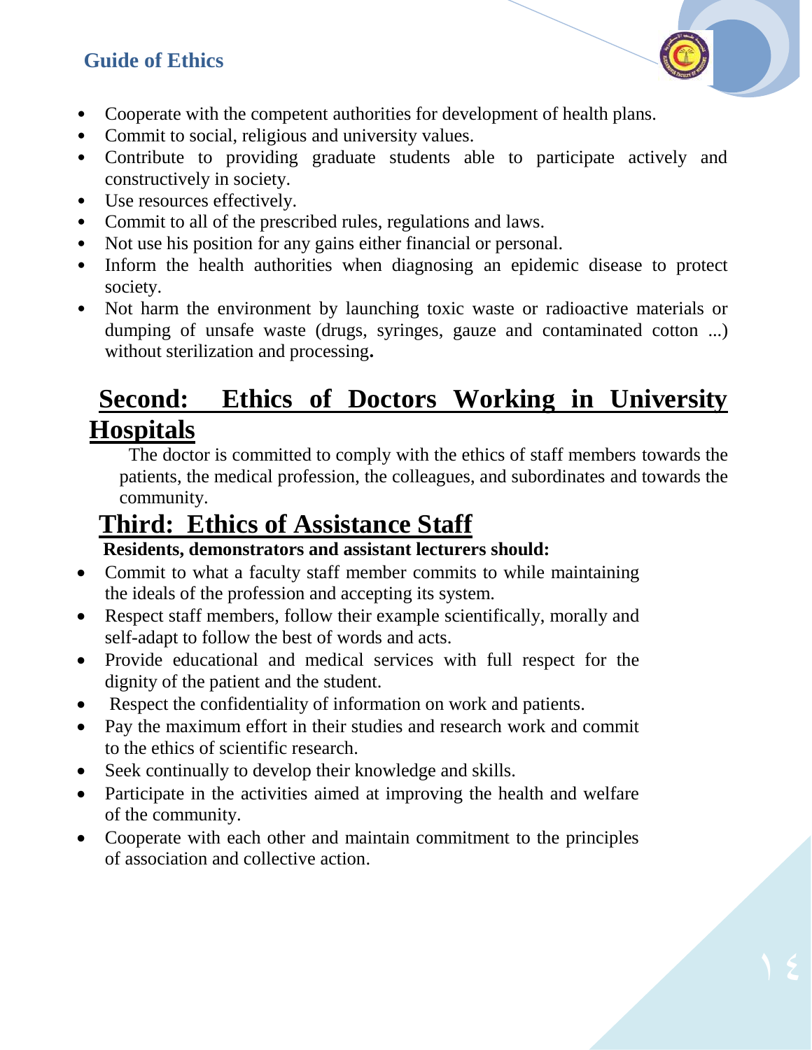- Cooperate with the competent authorities for development of health plans.
- Commit to social, religious and university values.
- Contribute to providing graduate students able to participate actively and constructively in society.
- Use resources effectively.
- Commit to all of the prescribed rules, regulations and laws.
- Not use his position for any gains either financial or personal.
- Inform the health authorities when diagnosing an epidemic disease to protect society.
- Not harm the environment by launching toxic waste or radioactive materials or dumping of unsafe waste (drugs, syringes, gauze and contaminated cotton ...) without sterilization and processing**.**

## Second: Ethics of Doctors Working in University Hospitals

The doctor is committed to comply with the ethics of staff members towards the patients, the medical profession, the colleagues, and subordinates and towards the community.

## Third: Ethics of Assistance Staff

**Residents, demonstrators and assistant lecturers should:**

- Commit to what a faculty staff member commits to while maintaining the ideals of the profession and accepting its system.
- Respect staff members, follow their example scientifically, morally and self-adapt to follow the best of words and acts.
- Provide educational and medical services with full respect for the dignity of the patient and the student.
- Respect the confidentiality of information on work and patients.
- Pay the maximum effort in their studies and research work and commit to the ethics of scientific research.
- Seek continually to develop their knowledge and skills.
- Participate in the activities aimed at improving the health and welfare of the community.
- Cooperate with each other and maintain commitment to the principles of association and collective action.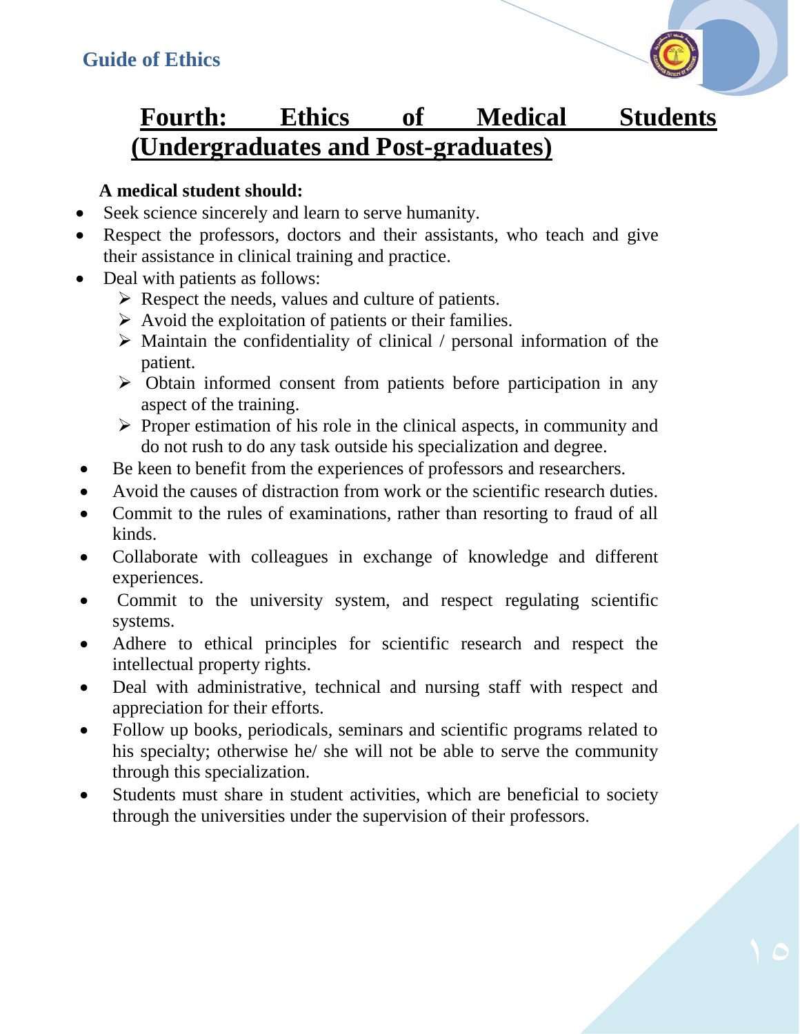# Fourth: Ethics of Medical Students (Undergraduates and Post-graduates)

**A medical student should:**

- Seek science sincerely and learn to serve humanity.
- Respect the professors, doctors and their assistants, who teach and give their assistance in clinical training and practice.
- Deal with patients as follows:
  - Respect the needs, values and culture of patients.
  - Avoid the exploitation of patients or their families.
  - Maintain the confidentiality of clinical / personal information of the patient.
  - Obtain informed consent from patients before participation in any aspect of the training.
  - Proper estimation of his role in the clinical aspects, in community and do not rush to do any task outside his specialization and degree.
- Be keen to benefit from the experiences of professors and researchers.
- Avoid the causes of distraction from work or the scientific research duties.
- Commit to the rules of examinations, rather than resorting to fraud of all kinds.
- Collaborate with colleagues in exchange of knowledge and different experiences.
- Commit to the university system, and respect regulating scientific systems.
- Adhere to ethical principles for scientific research and respect the intellectual property rights.
- Deal with administrative, technical and nursing staff with respect and appreciation for their efforts.
- Follow up books, periodicals, seminars and scientific programs related to his specialty; otherwise he/ she will not be able to serve the community through this specialization.
- Students must share in student activities, which are beneficial to society through the universities under the supervision of their professors.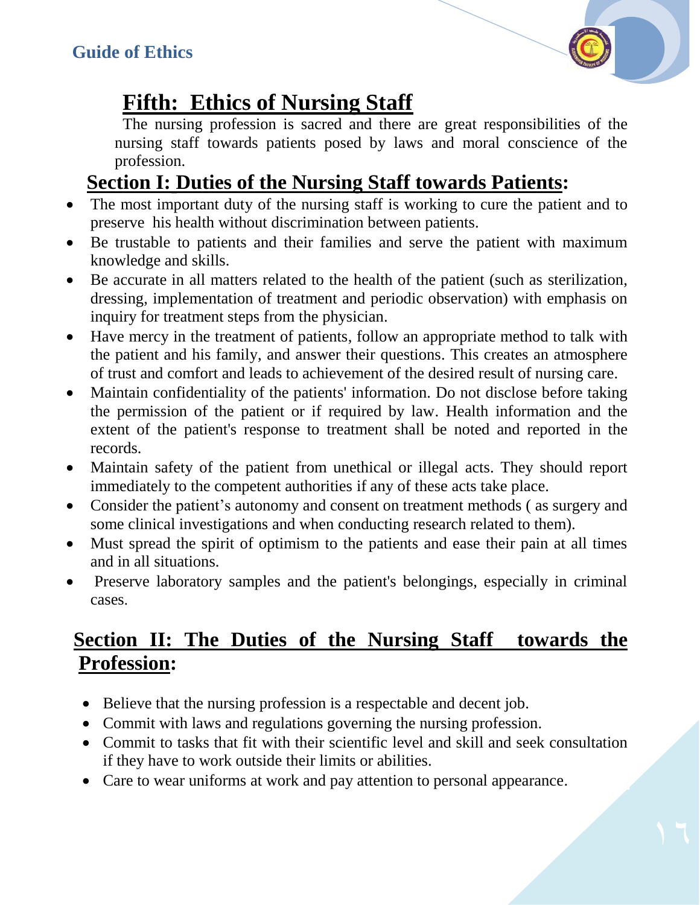# Fifth: Ethics of Nursing Staff

The nursing profession is sacred and there are great responsibilities of the nursing staff towards patients posed by laws and moral conscience of the profession.

## Section I: Duties of the Nursing Staff towards Patients:

- The most important duty of the nursing staff is working to cure the patient and to preserve his health without discrimination between patients.
- Be trustable to patients and their families and serve the patient with maximum knowledge and skills.
- Be accurate in all matters related to the health of the patient (such as sterilization, dressing, implementation of treatment and periodic observation) with emphasis on inquiry for treatment steps from the physician.
- Have mercy in the treatment of patients, follow an appropriate method to talk with the patient and his family, and answer their questions. This creates an atmosphere of trust and comfort and leads to achievement of the desired result of nursing care.
- Maintain confidentiality of the patients' information. Do not disclose before taking the permission of the patient or if required by law. Health information and the extent of the patient's response to treatment shall be noted and reported in the records.
- Maintain safety of the patient from unethical or illegal acts. They should report immediately to the competent authorities if any of these acts take place.
- Consider the patient's autonomy and consent on treatment methods ( as surgery and some clinical investigations and when conducting research related to them).
- Must spread the spirit of optimism to the patients and ease their pain at all times and in all situations.
- Preserve laboratory samples and the patient's belongings, especially in criminal cases.

## Section II: The Duties of the Nursing Staff towards the Profession:

- Believe that the nursing profession is a respectable and decent job.
- Commit with laws and regulations governing the nursing profession.
- Commit to tasks that fit with their scientific level and skill and seek consultation if they have to work outside their limits or abilities.
- Care to wear uniforms at work and pay attention to personal appearance.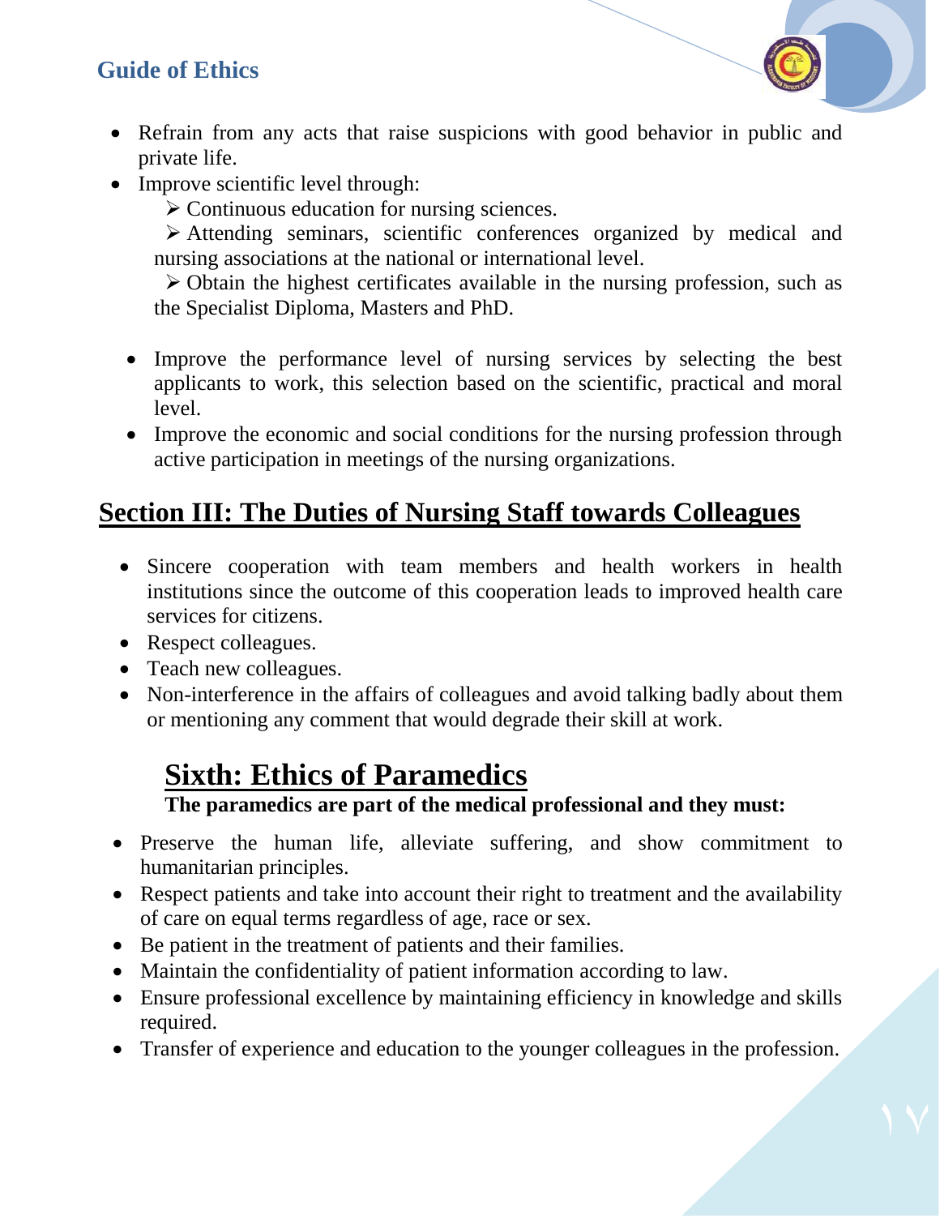- Refrain from any acts that raise suspicions with good behavior in public and private life.
- Improve scientific level through:
  - Continuous education for nursing sciences.
  - Attending seminars, scientific conferences organized by medical and nursing associations at the national or international level.
  - Obtain the highest certificates available in the nursing profession, such as the Specialist Diploma, Masters and PhD.
- Improve the performance level of nursing services by selecting the best applicants to work, this selection based on the scientific, practical and moral level.
- Improve the economic and social conditions for the nursing profession through active participation in meetings of the nursing organizations.

## Section III: The Duties of Nursing Staff towards Colleagues

- Sincere cooperation with team members and health workers in health institutions since the outcome of this cooperation leads to improved health care services for citizens.
- Respect colleagues.
- Teach new colleagues.
- Non-interference in the affairs of colleagues and avoid talking badly about them or mentioning any comment that would degrade their skill at work.

# Sixth: Ethics of Paramedics

**The paramedics are part of the medical professional and they must:**

- Preserve the human life, alleviate suffering, and show commitment to humanitarian principles.
- Respect patients and take into account their right to treatment and the availability of care on equal terms regardless of age, race or sex.
- Be patient in the treatment of patients and their families.
- Maintain the confidentiality of patient information according to law.
- Ensure professional excellence by maintaining efficiency in knowledge and skills required.
- Transfer of experience and education to the younger colleagues in the profession.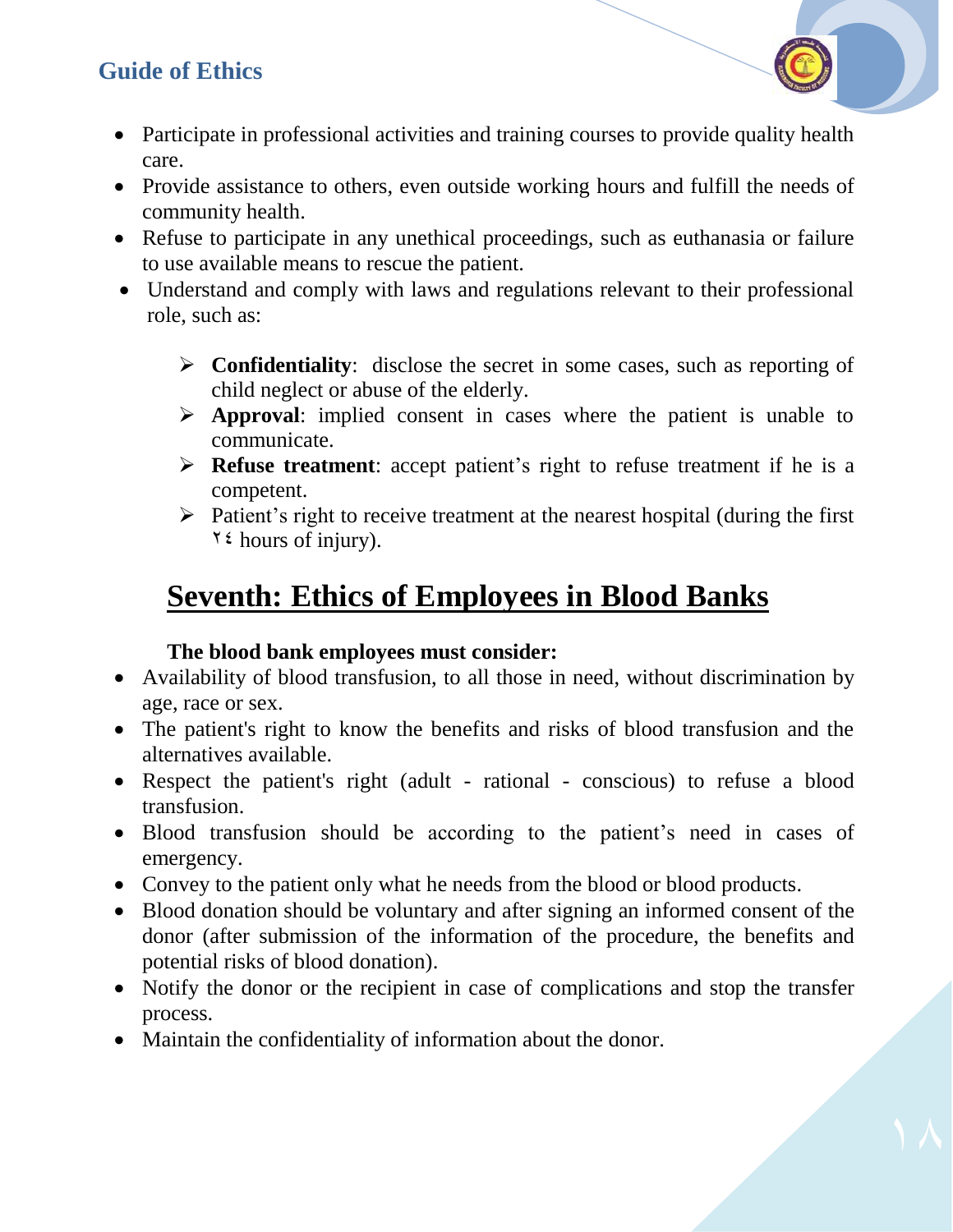- Participate in professional activities and training courses to provide quality health care.
- Provide assistance to others, even outside working hours and fulfill the needs of community health.
- Refuse to participate in any unethical proceedings, such as euthanasia or failure to use available means to rescue the patient.
- Understand and comply with laws and regulations relevant to their professional role, such as:
  - **Confidentiality**: disclose the secret in some cases, such as reporting of child neglect or abuse of the elderly.
  - **Approval**: implied consent in cases where the patient is unable to communicate.
  - **Refuse treatment**: accept patient's right to refuse treatment if he is a competent.
  - Patient's right to receive treatment at the nearest hospital (during the first ٢٤ hours of injury).

## Seventh: Ethics of Employees in Blood Banks

**The blood bank employees must consider:**

- Availability of blood transfusion, to all those in need, without discrimination by age, race or sex.
- The patient's right to know the benefits and risks of blood transfusion and the alternatives available.
- Respect the patient's right (adult - rational - conscious) to refuse a blood transfusion.
- Blood transfusion should be according to the patient's need in cases of emergency.
- Convey to the patient only what he needs from the blood or blood products.
- Blood donation should be voluntary and after signing an informed consent of the donor (after submission of the information of the procedure, the benefits and potential risks of blood donation).
- Notify the donor or the recipient in case of complications and stop the transfer process.
- Maintain the confidentiality of information about the donor.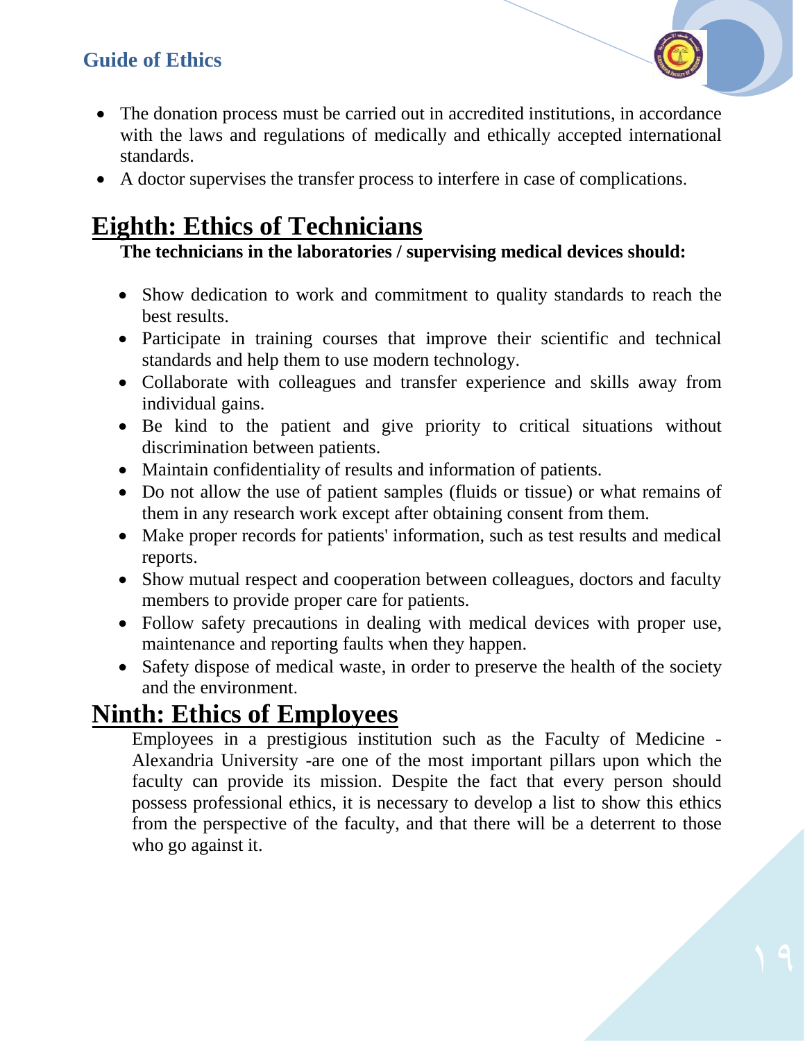- The donation process must be carried out in accredited institutions, in accordance with the laws and regulations of medically and ethically accepted international standards.
- A doctor supervises the transfer process to interfere in case of complications.

## Eighth: Ethics of Technicians

**The technicians in the laboratories / supervising medical devices should:**

- Show dedication to work and commitment to quality standards to reach the best results.
- Participate in training courses that improve their scientific and technical standards and help them to use modern technology.
- Collaborate with colleagues and transfer experience and skills away from individual gains.
- Be kind to the patient and give priority to critical situations without discrimination between patients.
- Maintain confidentiality of results and information of patients.
- Do not allow the use of patient samples (fluids or tissue) or what remains of them in any research work except after obtaining consent from them.
- Make proper records for patients' information, such as test results and medical reports.
- Show mutual respect and cooperation between colleagues, doctors and faculty members to provide proper care for patients.
- Follow safety precautions in dealing with medical devices with proper use, maintenance and reporting faults when they happen.
- Safety dispose of medical waste, in order to preserve the health of the society and the environment.

## Ninth: Ethics of Employees

Employees in a prestigious institution such as the Faculty of Medicine - Alexandria University -are one of the most important pillars upon which the faculty can provide its mission. Despite the fact that every person should possess professional ethics, it is necessary to develop a list to show this ethics from the perspective of the faculty, and that there will be a deterrent to those who go against it.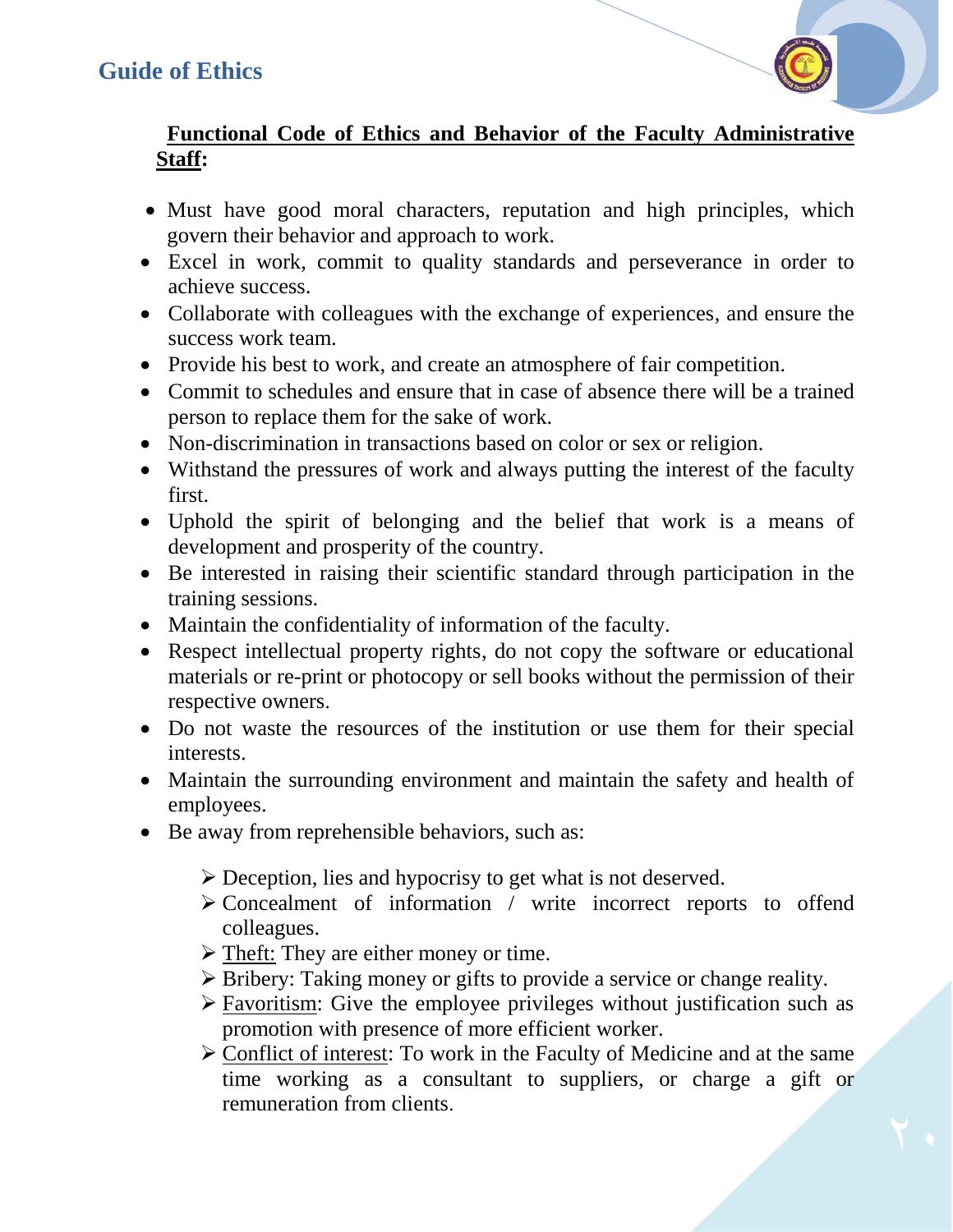## Functional Code of Ethics and Behavior of the Faculty Administrative Staff:

- Must have good moral characters, reputation and high principles, which govern their behavior and approach to work.
- Excel in work, commit to quality standards and perseverance in order to achieve success.
- Collaborate with colleagues with the exchange of experiences, and ensure the success work team.
- Provide his best to work, and create an atmosphere of fair competition.
- Commit to schedules and ensure that in case of absence there will be a trained person to replace them for the sake of work.
- Non-discrimination in transactions based on color or sex or religion.
- Withstand the pressures of work and always putting the interest of the faculty first.
- Uphold the spirit of belonging and the belief that work is a means of development and prosperity of the country.
- Be interested in raising their scientific standard through participation in the training sessions.
- Maintain the confidentiality of information of the faculty.
- Respect intellectual property rights, do not copy the software or educational materials or re-print or photocopy or sell books without the permission of their respective owners.
- Do not waste the resources of the institution or use them for their special interests.
- Maintain the surrounding environment and maintain the safety and health of employees.
- Be away from reprehensible behaviors, such as:
  - Deception, lies and hypocrisy to get what is not deserved.
  - Concealment of information / write incorrect reports to offend colleagues.
  - <u>Theft:</u> They are either money or time.
  - Bribery: Taking money or gifts to provide a service or change reality.
  - <u>Favoritism</u>: Give the employee privileges without justification such as promotion with presence of more efficient worker.
  - <u>Conflict of interest</u>: To work in the Faculty of Medicine and at the same time working as a consultant to suppliers, or charge a gift or remuneration from clients.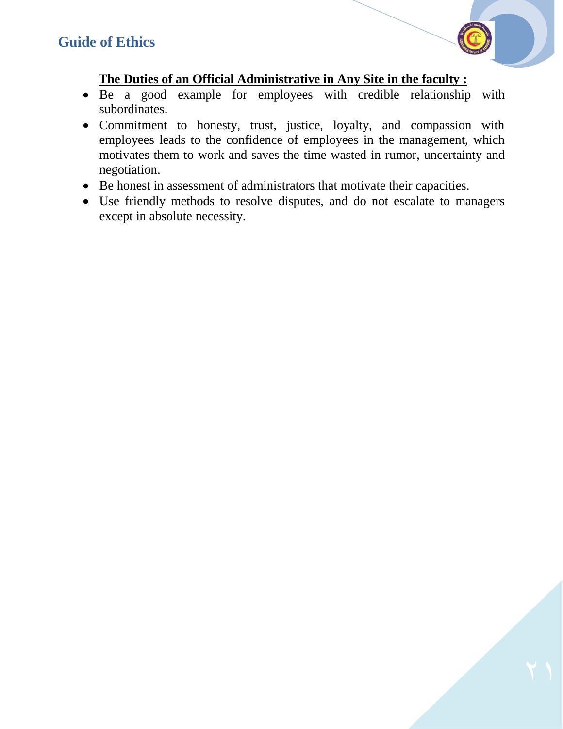**The Duties of an Official Administrative in Any Site in the faculty :**

- Be a good example for employees with credible relationship with subordinates.
- Commitment to honesty, trust, justice, loyalty, and compassion with employees leads to the confidence of employees in the management, which motivates them to work and saves the time wasted in rumor, uncertainty and negotiation.
- Be honest in assessment of administrators that motivate their capacities.
- Use friendly methods to resolve disputes, and do not escalate to managers except in absolute necessity.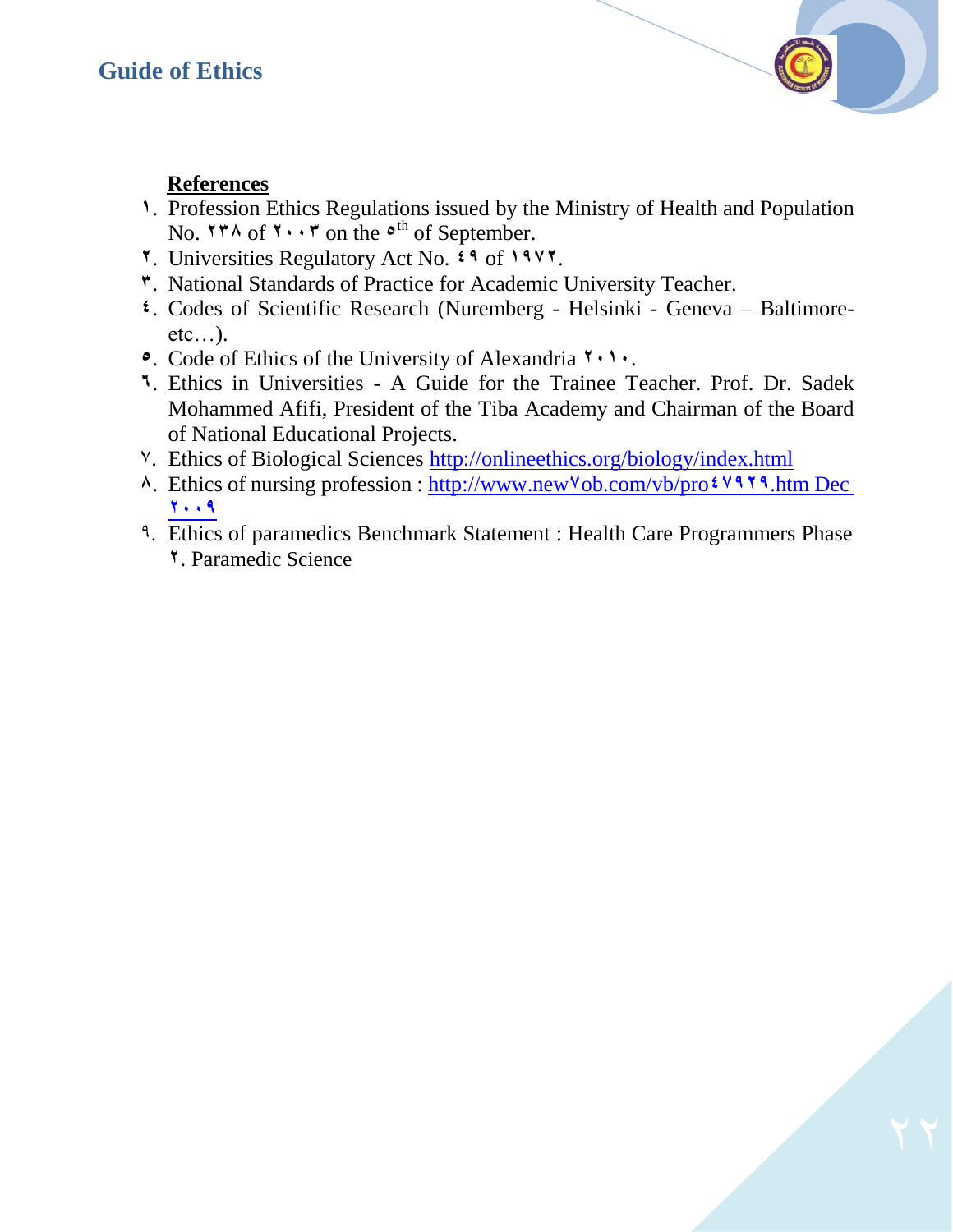**References**

١. Profession Ethics Regulations issued by the Ministry of Health and Population No. ٢٣٨ of ٢٠٠٣ on the ٥th of September.

٢. Universities Regulatory Act No. ٤٩ of ١٩٧٢.

٣. National Standards of Practice for Academic University Teacher.

٤. Codes of Scientific Research (Nuremberg - Helsinki - Geneva – Baltimore- etc…).

٥. Code of Ethics of the University of Alexandria ٢٠١٠.

٦. Ethics in Universities - A Guide for the Trainee Teacher. Prof. Dr. Sadek Mohammed Afifi, President of the Tiba Academy and Chairman of the Board of National Educational Projects.

٧. Ethics of Biological Sciences http://onlineethics.org/biology/index.html

٨. Ethics of nursing profession : http://www.new٧ob.com/vb/pro٤٧٩٢٩.htm Dec ٢٠٠٩

٩. Ethics of paramedics Benchmark Statement : Health Care Programmers Phase ٢. Paramedic Science